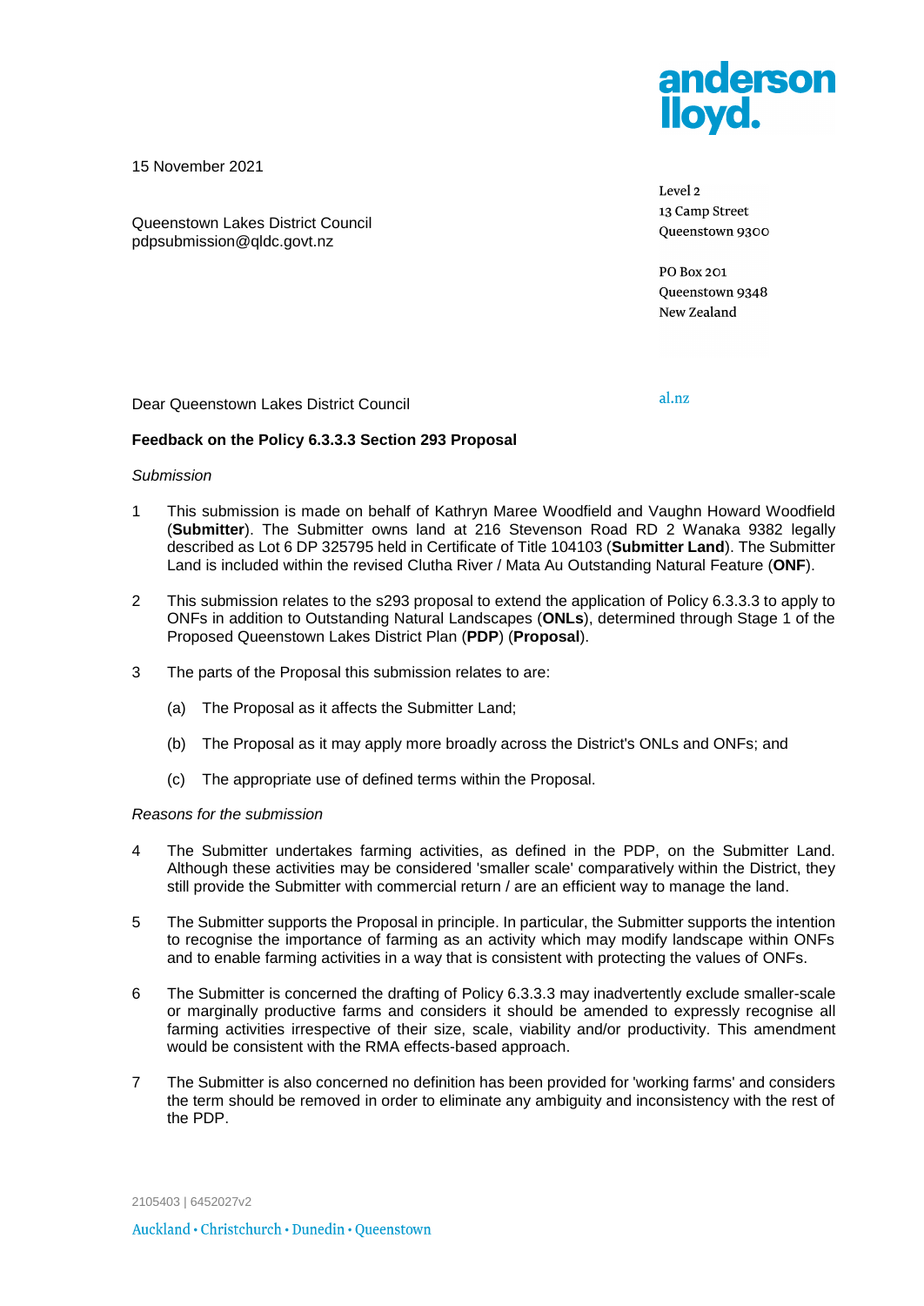anderson lloyd.

15 November 2021

Queenstown Lakes District Council
pdpsubmission@qldc.govt.nz

Level 2
13 Camp Street
Queenstown 9300

PO Box 201
Queenstown 9348
New Zealand

al.nz

Dear Queenstown Lakes District Council

**Feedback on the Policy 6.3.3.3 Section 293 Proposal**

*Submission*

1 This submission is made on behalf of Kathryn Maree Woodfield and Vaughn Howard Woodfield (**Submitter**). The Submitter owns land at 216 Stevenson Road RD 2 Wanaka 9382 legally described as Lot 6 DP 325795 held in Certificate of Title 104103 (**Submitter Land**). The Submitter Land is included within the revised Clutha River / Mata Au Outstanding Natural Feature (**ONF**).

2 This submission relates to the s293 proposal to extend the application of Policy 6.3.3.3 to apply to ONFs in addition to Outstanding Natural Landscapes (**ONLs**), determined through Stage 1 of the Proposed Queenstown Lakes District Plan (**PDP**) (**Proposal**).

3 The parts of the Proposal this submission relates to are:

(a) The Proposal as it affects the Submitter Land;

(b) The Proposal as it may apply more broadly across the District's ONLs and ONFs; and

(c) The appropriate use of defined terms within the Proposal.

*Reasons for the submission*

4 The Submitter undertakes farming activities, as defined in the PDP, on the Submitter Land. Although these activities may be considered 'smaller scale' comparatively within the District, they still provide the Submitter with commercial return / are an efficient way to manage the land.

5 The Submitter supports the Proposal in principle. In particular, the Submitter supports the intention to recognise the importance of farming as an activity which may modify landscape within ONFs and to enable farming activities in a way that is consistent with protecting the values of ONFs.

6 The Submitter is concerned the drafting of Policy 6.3.3.3 may inadvertently exclude smaller-scale or marginally productive farms and considers it should be amended to expressly recognise all farming activities irrespective of their size, scale, viability and/or productivity. This amendment would be consistent with the RMA effects-based approach.

7 The Submitter is also concerned no definition has been provided for 'working farms' and considers the term should be removed in order to eliminate any ambiguity and inconsistency with the rest of the PDP.

2105403 | 6452027v2

Auckland • Christchurch • Dunedin • Queenstown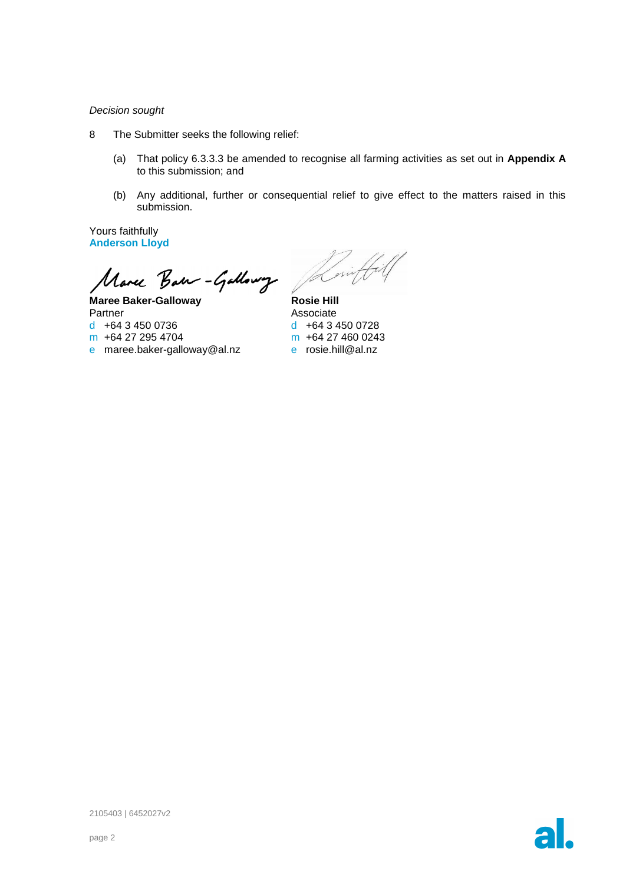*Decision sought*

8 The Submitter seeks the following relief:

(a) That policy 6.3.3.3 be amended to recognise all farming activities as set out in **Appendix A** to this submission; and

(b) Any additional, further or consequential relief to give effect to the matters raised in this submission.

Yours faithfully
**Anderson Lloyd**

**Maree Baker-Galloway**
Partner
d +64 3 450 0736
m +64 27 295 4704
e maree.baker-galloway@al.nz

**Rosie Hill**
Associate
d +64 3 450 0728
m +64 27 460 0243
e rosie.hill@al.nz

2105403 | 6452027v2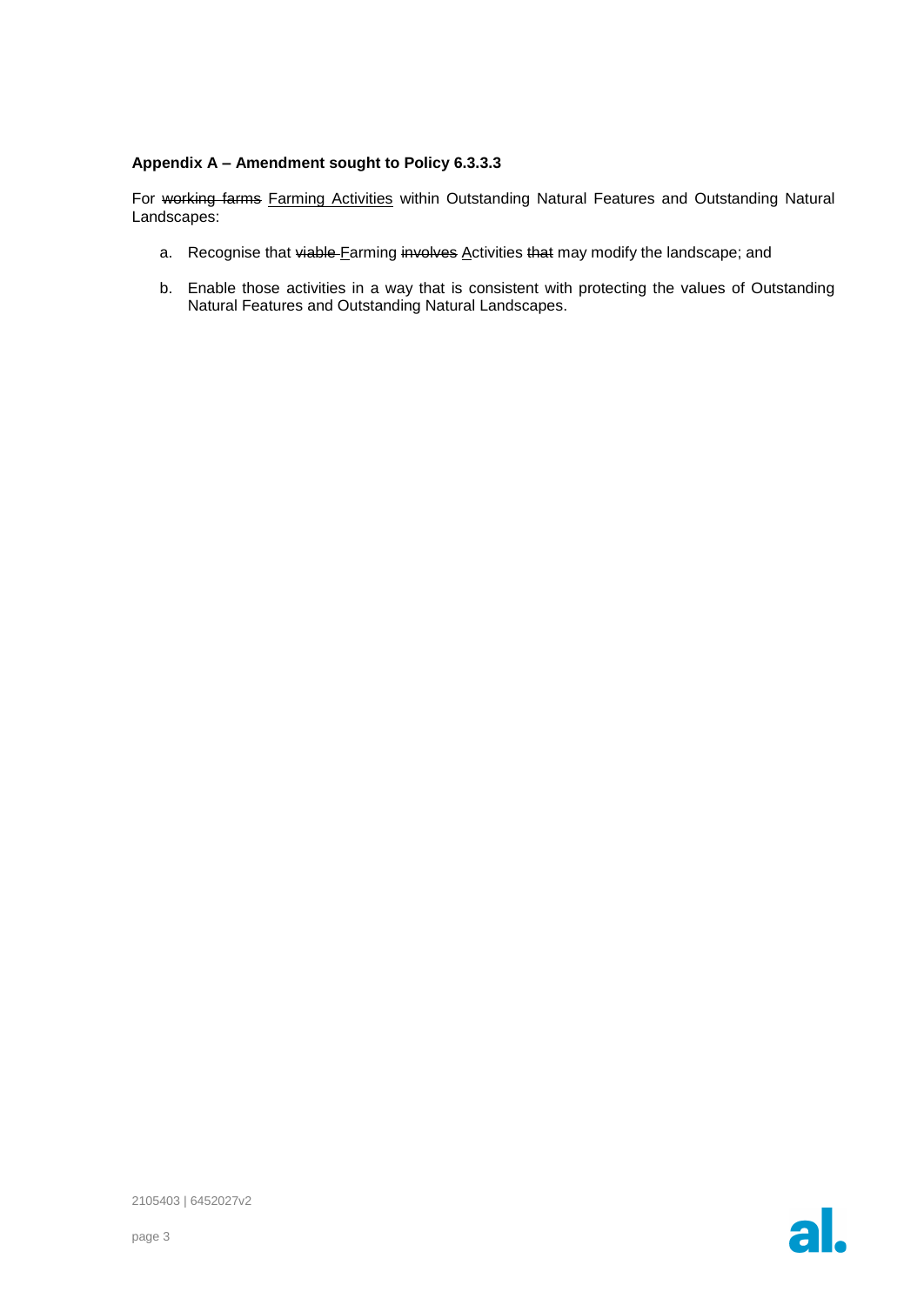**Appendix A – Amendment sought to Policy 6.3.3.3**

For ~~working farms~~ <u>Farming Activities</u> within Outstanding Natural Features and Outstanding Natural Landscapes:

a. Recognise that ~~viable~~ <u>F</u>arming ~~involves~~ <u>A</u>ctivities ~~that~~ may modify the landscape; and

b. Enable those activities in a way that is consistent with protecting the values of Outstanding Natural Features and Outstanding Natural Landscapes.